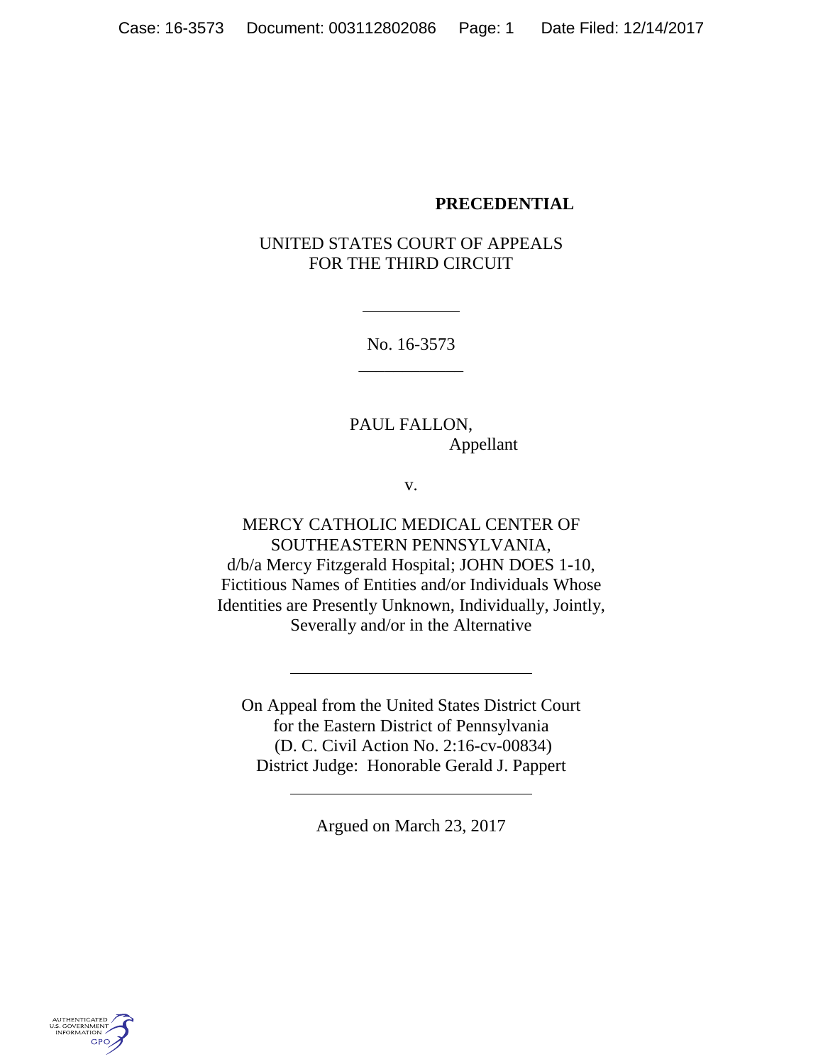**PRECEDENTIAL**

UNITED STATES COURT OF APPEALS
FOR THE THIRD CIRCUIT

---

No. 16-3573

---

PAUL FALLON,
Appellant

v.

MERCY CATHOLIC MEDICAL CENTER OF SOUTHEASTERN PENNSYLVANIA,
d/b/a Mercy Fitzgerald Hospital; JOHN DOES 1-10,
Fictitious Names of Entities and/or Individuals Whose Identities are Presently Unknown, Individually, Jointly, Severally and/or in the Alternative

---

On Appeal from the United States District Court
for the Eastern District of Pennsylvania
(D. C. Civil Action No. 2:16-cv-00834)
District Judge: Honorable Gerald J. Pappert

---

Argued on March 23, 2017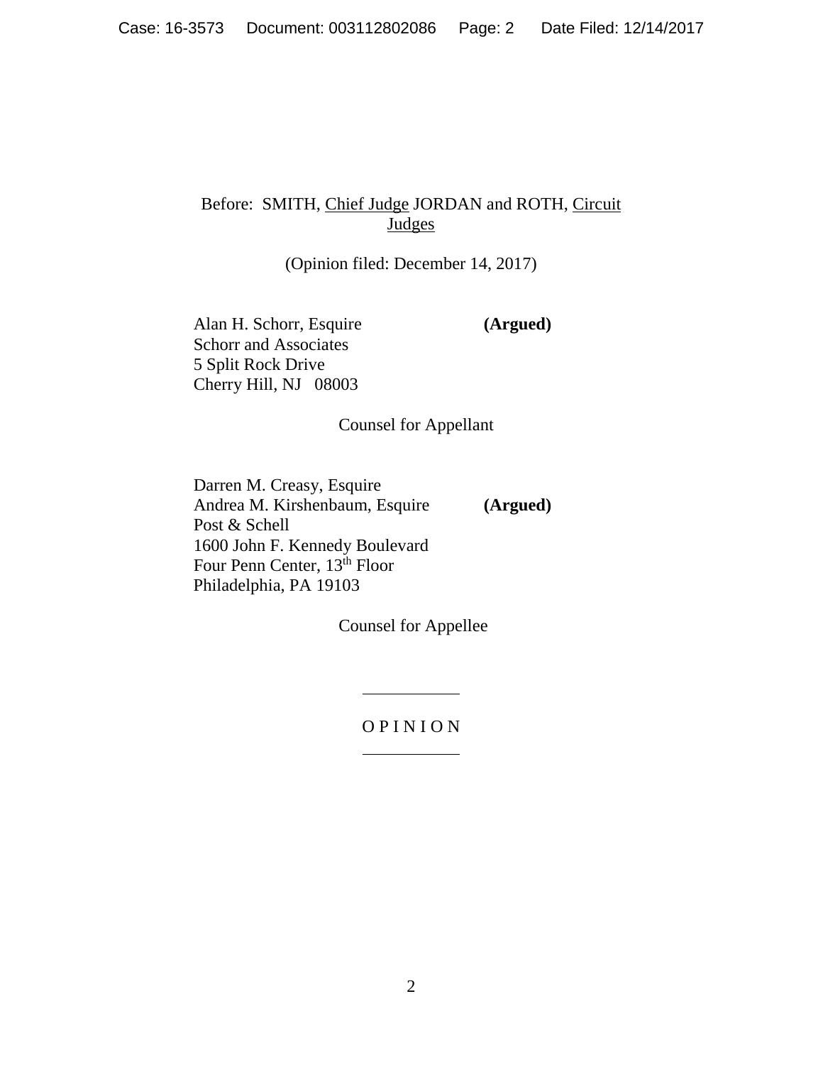Before: SMITH, Chief Judge JORDAN and ROTH, Circuit Judges

(Opinion filed: December 14, 2017)

Alan H. Schorr, Esquire **(Argued)**
Schorr and Associates
5 Split Rock Drive
Cherry Hill, NJ 08003

Counsel for Appellant

Darren M. Creasy, Esquire
Andrea M. Kirshenbaum, Esquire **(Argued)**
Post & Schell
1600 John F. Kennedy Boulevard
Four Penn Center, 13th Floor
Philadelphia, PA 19103

Counsel for Appellee

---

O P I N I O N

---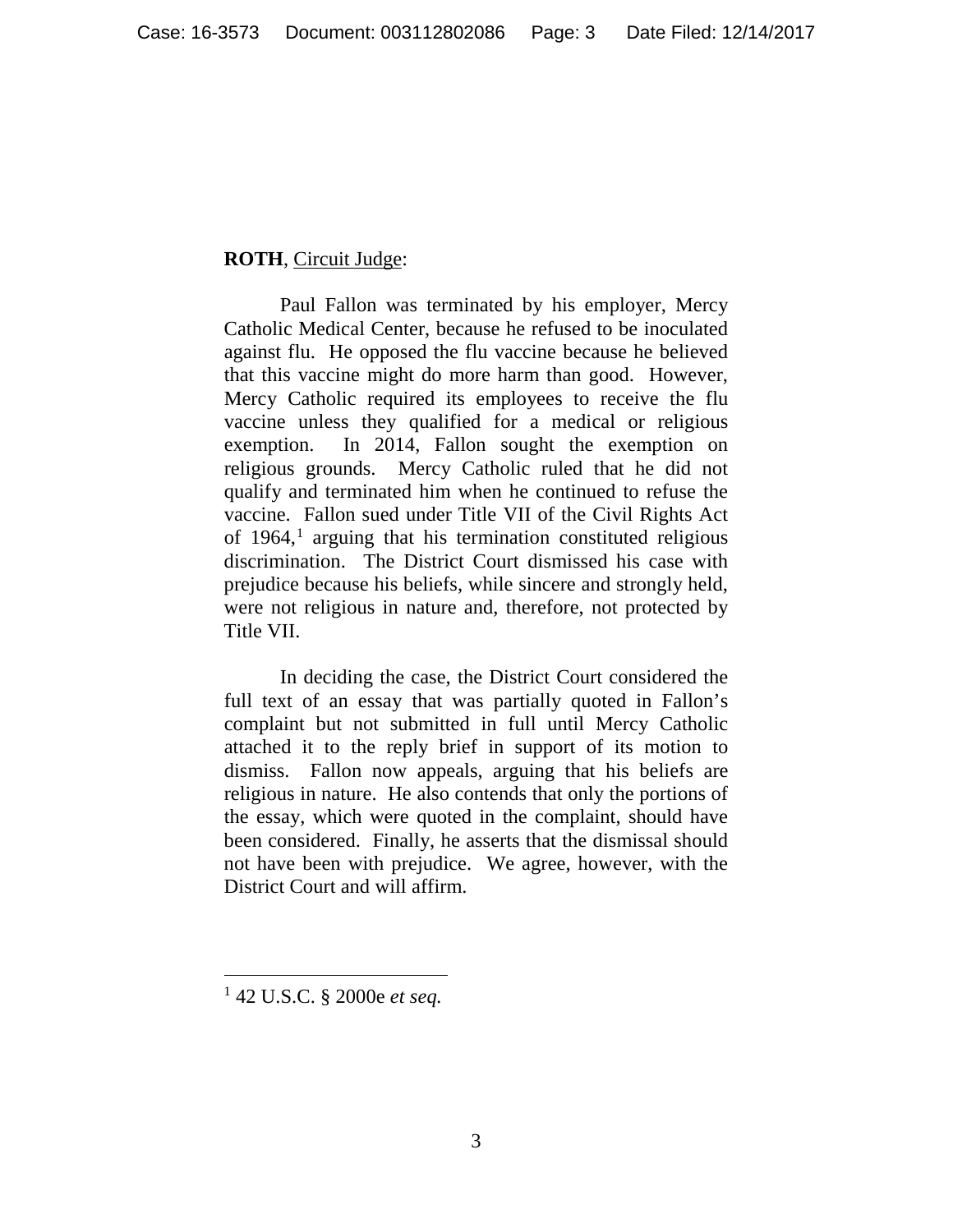**ROTH**, Circuit Judge:

Paul Fallon was terminated by his employer, Mercy Catholic Medical Center, because he refused to be inoculated against flu. He opposed the flu vaccine because he believed that this vaccine might do more harm than good. However, Mercy Catholic required its employees to receive the flu vaccine unless they qualified for a medical or religious exemption. In 2014, Fallon sought the exemption on religious grounds. Mercy Catholic ruled that he did not qualify and terminated him when he continued to refuse the vaccine. Fallon sued under Title VII of the Civil Rights Act of 1964,[1] arguing that his termination constituted religious discrimination. The District Court dismissed his case with prejudice because his beliefs, while sincere and strongly held, were not religious in nature and, therefore, not protected by Title VII.

In deciding the case, the District Court considered the full text of an essay that was partially quoted in Fallon's complaint but not submitted in full until Mercy Catholic attached it to the reply brief in support of its motion to dismiss. Fallon now appeals, arguing that his beliefs are religious in nature. He also contends that only the portions of the essay, which were quoted in the complaint, should have been considered. Finally, he asserts that the dismissal should not have been with prejudice. We agree, however, with the District Court and will affirm.

---

[1] 42 U.S.C. § 2000e *et seq.*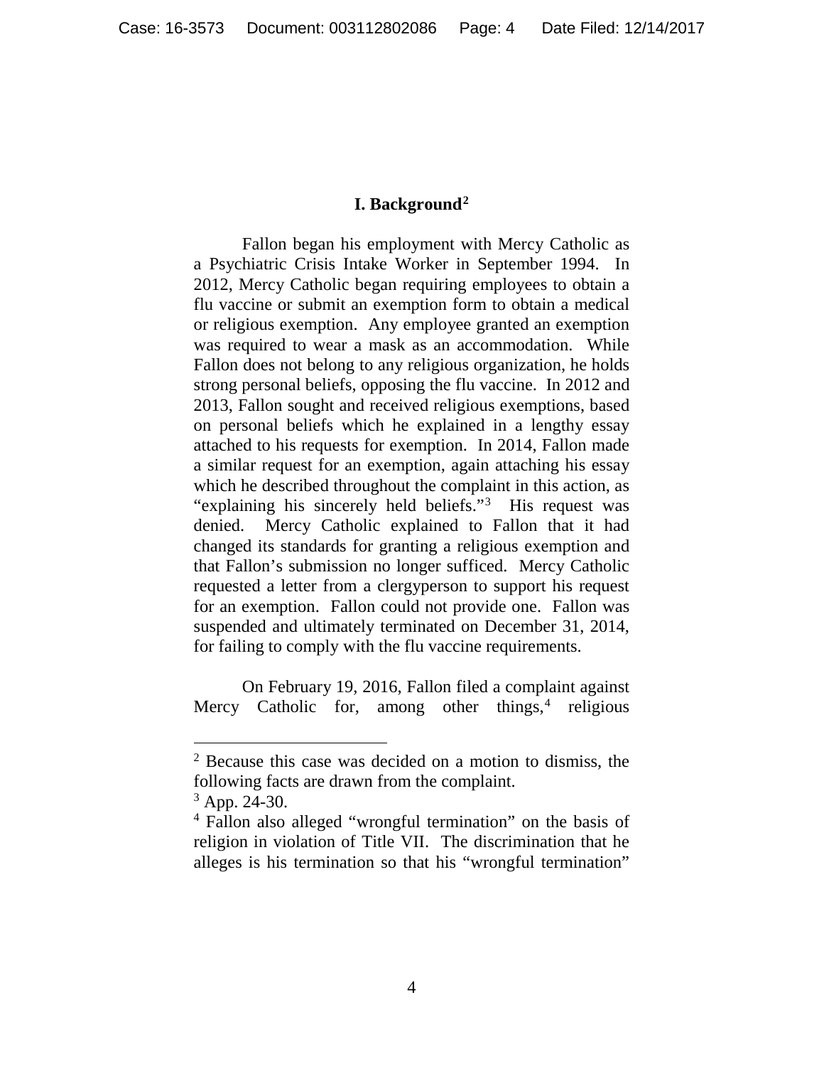## I. Background[2]

Fallon began his employment with Mercy Catholic as a Psychiatric Crisis Intake Worker in September 1994. In 2012, Mercy Catholic began requiring employees to obtain a flu vaccine or submit an exemption form to obtain a medical or religious exemption. Any employee granted an exemption was required to wear a mask as an accommodation. While Fallon does not belong to any religious organization, he holds strong personal beliefs, opposing the flu vaccine. In 2012 and 2013, Fallon sought and received religious exemptions, based on personal beliefs which he explained in a lengthy essay attached to his requests for exemption. In 2014, Fallon made a similar request for an exemption, again attaching his essay which he described throughout the complaint in this action, as "explaining his sincerely held beliefs."[3] His request was denied. Mercy Catholic explained to Fallon that it had changed its standards for granting a religious exemption and that Fallon's submission no longer sufficed. Mercy Catholic requested a letter from a clergyperson to support his request for an exemption. Fallon could not provide one. Fallon was suspended and ultimately terminated on December 31, 2014, for failing to comply with the flu vaccine requirements.

On February 19, 2016, Fallon filed a complaint against Mercy Catholic for, among other things,[4] religious

---

[2] Because this case was decided on a motion to dismiss, the following facts are drawn from the complaint.

[3] App. 24-30.

[4] Fallon also alleged "wrongful termination" on the basis of religion in violation of Title VII. The discrimination that he alleges is his termination so that his "wrongful termination"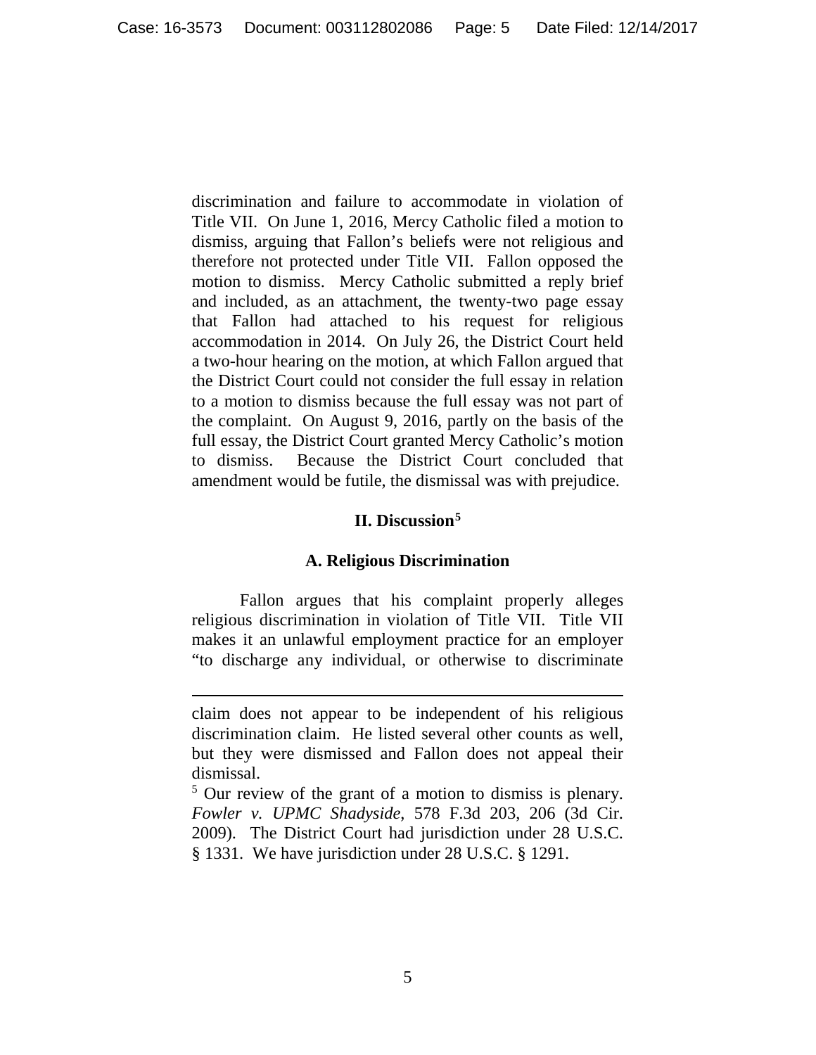discrimination and failure to accommodate in violation of Title VII. On June 1, 2016, Mercy Catholic filed a motion to dismiss, arguing that Fallon's beliefs were not religious and therefore not protected under Title VII. Fallon opposed the motion to dismiss. Mercy Catholic submitted a reply brief and included, as an attachment, the twenty-two page essay that Fallon had attached to his request for religious accommodation in 2014. On July 26, the District Court held a two-hour hearing on the motion, at which Fallon argued that the District Court could not consider the full essay in relation to a motion to dismiss because the full essay was not part of the complaint. On August 9, 2016, partly on the basis of the full essay, the District Court granted Mercy Catholic's motion to dismiss. Because the District Court concluded that amendment would be futile, the dismissal was with prejudice.

## II. Discussion[5]

### A. Religious Discrimination

Fallon argues that his complaint properly alleges religious discrimination in violation of Title VII. Title VII makes it an unlawful employment practice for an employer "to discharge any individual, or otherwise to discriminate

---

claim does not appear to be independent of his religious discrimination claim. He listed several other counts as well, but they were dismissed and Fallon does not appeal their dismissal.

[5] Our review of the grant of a motion to dismiss is plenary. *Fowler v. UPMC Shadyside*, 578 F.3d 203, 206 (3d Cir. 2009). The District Court had jurisdiction under 28 U.S.C. § 1331. We have jurisdiction under 28 U.S.C. § 1291.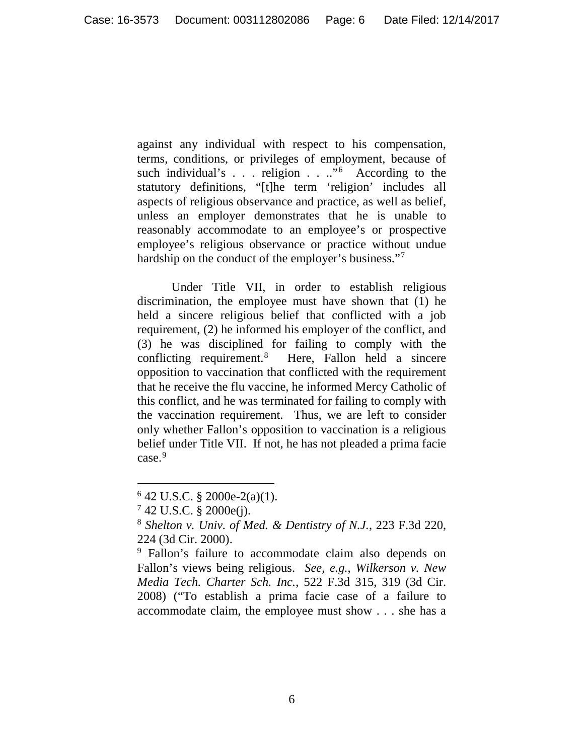against any individual with respect to his compensation, terms, conditions, or privileges of employment, because of such individual's . . . religion . . ..”[6] According to the statutory definitions, “[t]he term ‘religion’ includes all aspects of religious observance and practice, as well as belief, unless an employer demonstrates that he is unable to reasonably accommodate to an employee's or prospective employee's religious observance or practice without undue hardship on the conduct of the employer's business.”[7]

Under Title VII, in order to establish religious discrimination, the employee must have shown that (1) he held a sincere religious belief that conflicted with a job requirement, (2) he informed his employer of the conflict, and (3) he was disciplined for failing to comply with the conflicting requirement.[8] Here, Fallon held a sincere opposition to vaccination that conflicted with the requirement that he receive the flu vaccine, he informed Mercy Catholic of this conflict, and he was terminated for failing to comply with the vaccination requirement. Thus, we are left to consider only whether Fallon's opposition to vaccination is a religious belief under Title VII. If not, he has not pleaded a prima facie case.[9]

---

[6] 42 U.S.C. § 2000e-2(a)(1).

[7] 42 U.S.C. § 2000e(j).

[8] *Shelton v. Univ. of Med. & Dentistry of N.J.*, 223 F.3d 220, 224 (3d Cir. 2000).

[9] Fallon's failure to accommodate claim also depends on Fallon's views being religious. *See, e.g.*, *Wilkerson v. New Media Tech. Charter Sch. Inc.*, 522 F.3d 315, 319 (3d Cir. 2008) (“To establish a prima facie case of a failure to accommodate claim, the employee must show . . . she has a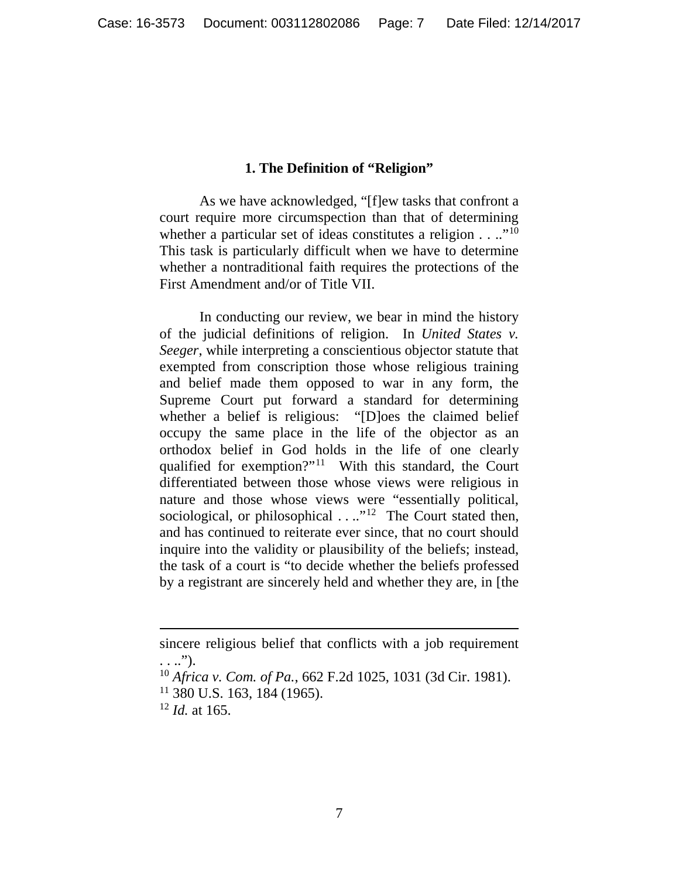### 1. The Definition of "Religion"

As we have acknowledged, "[f]ew tasks that confront a court require more circumspection than that of determining whether a particular set of ideas constitutes a religion . . .."[10] This task is particularly difficult when we have to determine whether a nontraditional faith requires the protections of the First Amendment and/or of Title VII.

In conducting our review, we bear in mind the history of the judicial definitions of religion. In *United States v. Seeger*, while interpreting a conscientious objector statute that exempted from conscription those whose religious training and belief made them opposed to war in any form, the Supreme Court put forward a standard for determining whether a belief is religious: "[D]oes the claimed belief occupy the same place in the life of the objector as an orthodox belief in God holds in the life of one clearly qualified for exemption?"[11] With this standard, the Court differentiated between those whose views were religious in nature and those whose views were "essentially political, sociological, or philosophical . . .."[12] The Court stated then, and has continued to reiterate ever since, that no court should inquire into the validity or plausibility of the beliefs; instead, the task of a court is "to decide whether the beliefs professed by a registrant are sincerely held and whether they are, in [the

---

sincere religious belief that conflicts with a job requirement . . ..").

[10] *Africa v. Com. of Pa.*, 662 F.2d 1025, 1031 (3d Cir. 1981).

[11] 380 U.S. 163, 184 (1965).

[12] *Id.* at 165.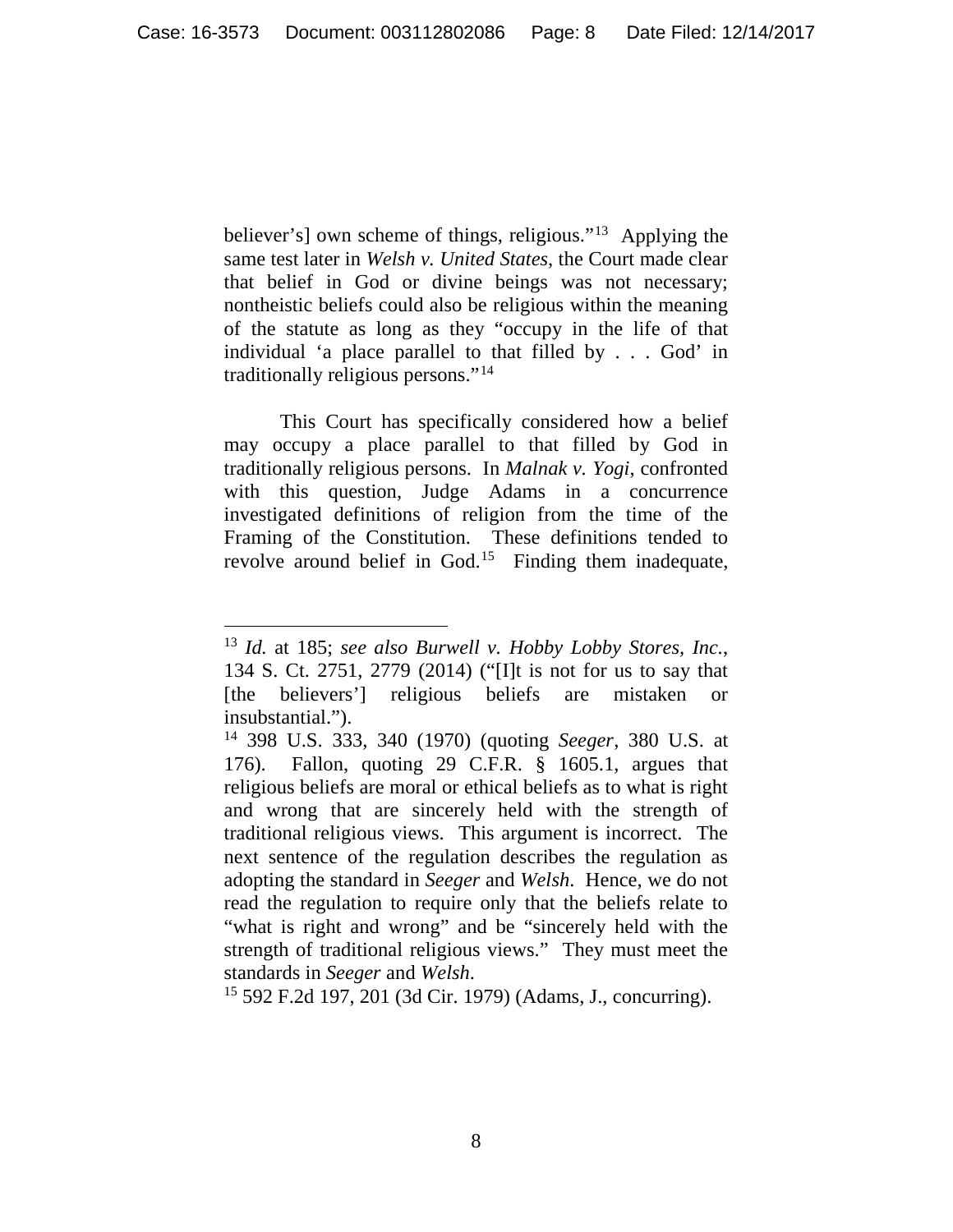believer's] own scheme of things, religious."[13] Applying the same test later in *Welsh v. United States*, the Court made clear that belief in God or divine beings was not necessary; nontheistic beliefs could also be religious within the meaning of the statute as long as they "occupy in the life of that individual 'a place parallel to that filled by . . . God' in traditionally religious persons."[14]

This Court has specifically considered how a belief may occupy a place parallel to that filled by God in traditionally religious persons. In *Malnak v. Yogi*, confronted with this question, Judge Adams in a concurrence investigated definitions of religion from the time of the Framing of the Constitution. These definitions tended to revolve around belief in God.[15] Finding them inadequate,

---

[13] *Id.* at 185; *see also Burwell v. Hobby Lobby Stores, Inc.*, 134 S. Ct. 2751, 2779 (2014) ("[I]t is not for us to say that [the believers'] religious beliefs are mistaken or insubstantial.").

[14] 398 U.S. 333, 340 (1970) (quoting *Seeger*, 380 U.S. at 176). Fallon, quoting 29 C.F.R. § 1605.1, argues that religious beliefs are moral or ethical beliefs as to what is right and wrong that are sincerely held with the strength of traditional religious views. This argument is incorrect. The next sentence of the regulation describes the regulation as adopting the standard in *Seeger* and *Welsh*. Hence, we do not read the regulation to require only that the beliefs relate to "what is right and wrong" and be "sincerely held with the strength of traditional religious views." They must meet the standards in *Seeger* and *Welsh*.

[15] 592 F.2d 197, 201 (3d Cir. 1979) (Adams, J., concurring).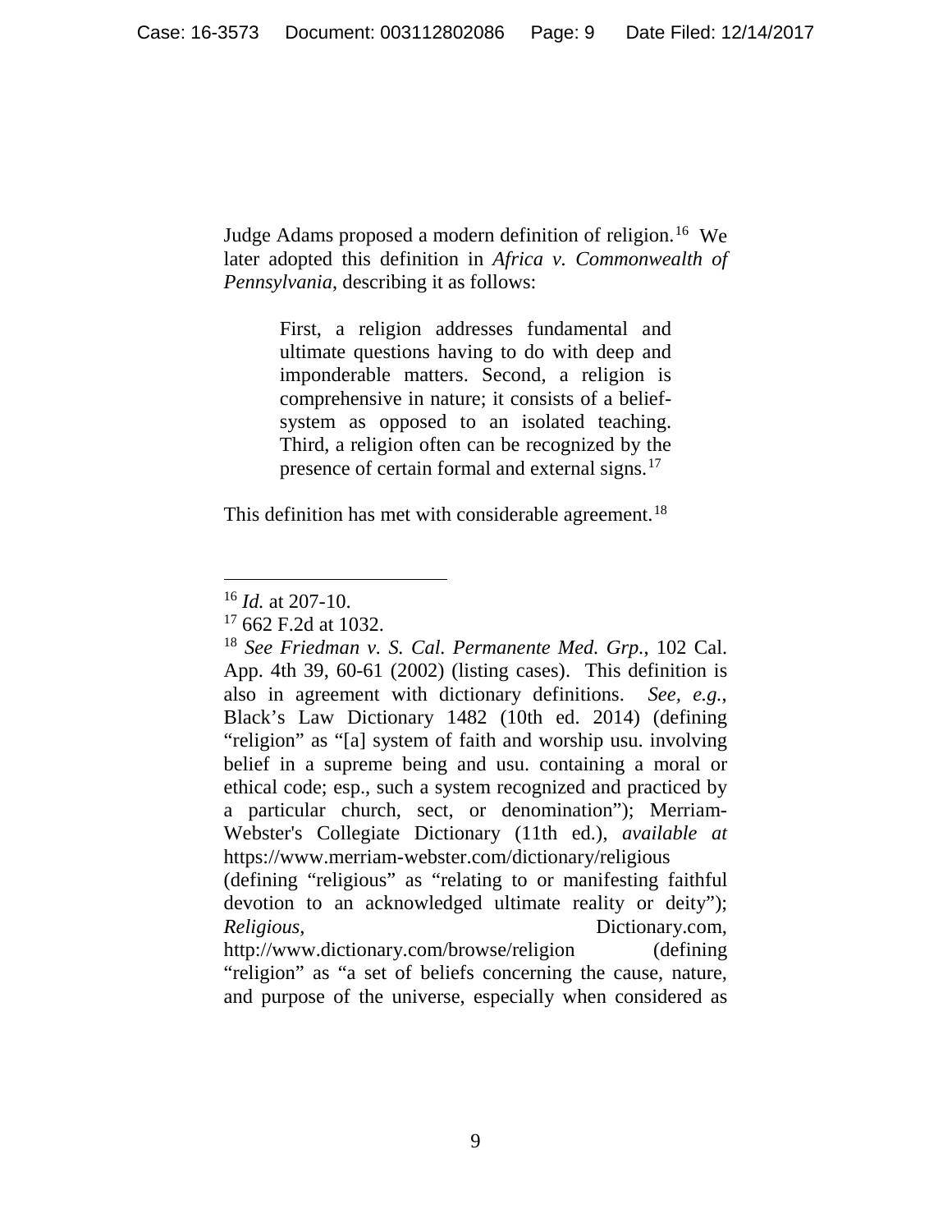Judge Adams proposed a modern definition of religion.[16] We later adopted this definition in *Africa v. Commonwealth of Pennsylvania*, describing it as follows:

> First, a religion addresses fundamental and ultimate questions having to do with deep and imponderable matters. Second, a religion is comprehensive in nature; it consists of a belief-system as opposed to an isolated teaching. Third, a religion often can be recognized by the presence of certain formal and external signs.[17]

This definition has met with considerable agreement.[18]

---

[16] *Id.* at 207-10.

[17] 662 F.2d at 1032.

[18] *See Friedman v. S. Cal. Permanente Med. Grp.*, 102 Cal. App. 4th 39, 60-61 (2002) (listing cases). This definition is also in agreement with dictionary definitions. *See, e.g.*, Black's Law Dictionary 1482 (10th ed. 2014) (defining "religion" as "[a] system of faith and worship usu. involving belief in a supreme being and usu. containing a moral or ethical code; esp., such a system recognized and practiced by a particular church, sect, or denomination"); Merriam-Webster's Collegiate Dictionary (11th ed.), *available at* https://www.merriam-webster.com/dictionary/religious (defining "religious" as "relating to or manifesting faithful devotion to an acknowledged ultimate reality or deity"); *Religious*, Dictionary.com, http://www.dictionary.com/browse/religion (defining "religion" as "a set of beliefs concerning the cause, nature, and purpose of the universe, especially when considered as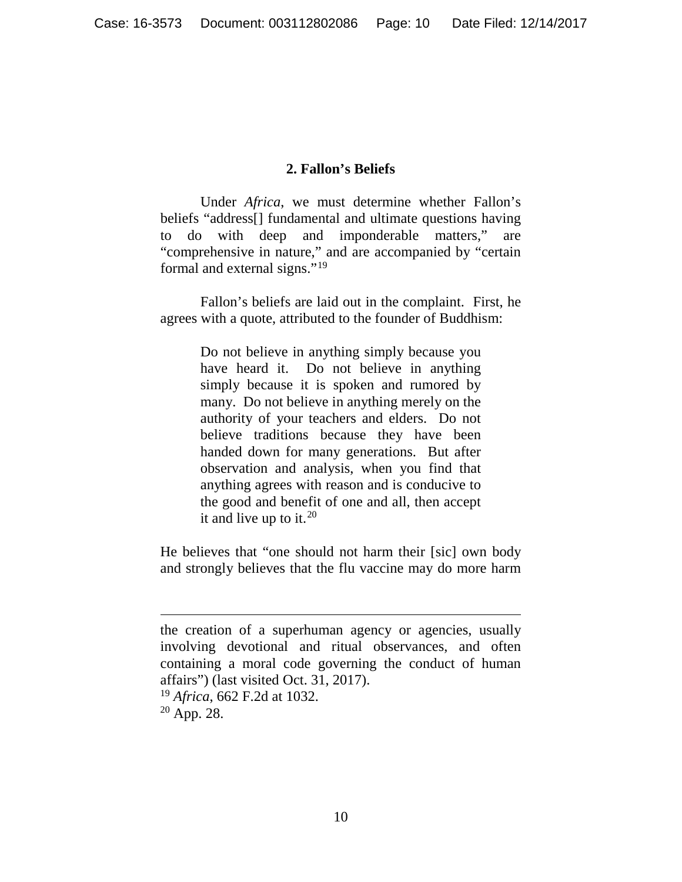### 2. Fallon's Beliefs

Under *Africa*, we must determine whether Fallon's beliefs "address[] fundamental and ultimate questions having to do with deep and imponderable matters," are "comprehensive in nature," and are accompanied by "certain formal and external signs."[19]

Fallon's beliefs are laid out in the complaint. First, he agrees with a quote, attributed to the founder of Buddhism:

> Do not believe in anything simply because you have heard it. Do not believe in anything simply because it is spoken and rumored by many. Do not believe in anything merely on the authority of your teachers and elders. Do not believe traditions because they have been handed down for many generations. But after observation and analysis, when you find that anything agrees with reason and is conducive to the good and benefit of one and all, then accept it and live up to it.[20]

He believes that "one should not harm their [sic] own body and strongly believes that the flu vaccine may do more harm

---

the creation of a superhuman agency or agencies, usually involving devotional and ritual observances, and often containing a moral code governing the conduct of human affairs") (last visited Oct. 31, 2017).

[19] *Africa*, 662 F.2d at 1032.

[20] App. 28.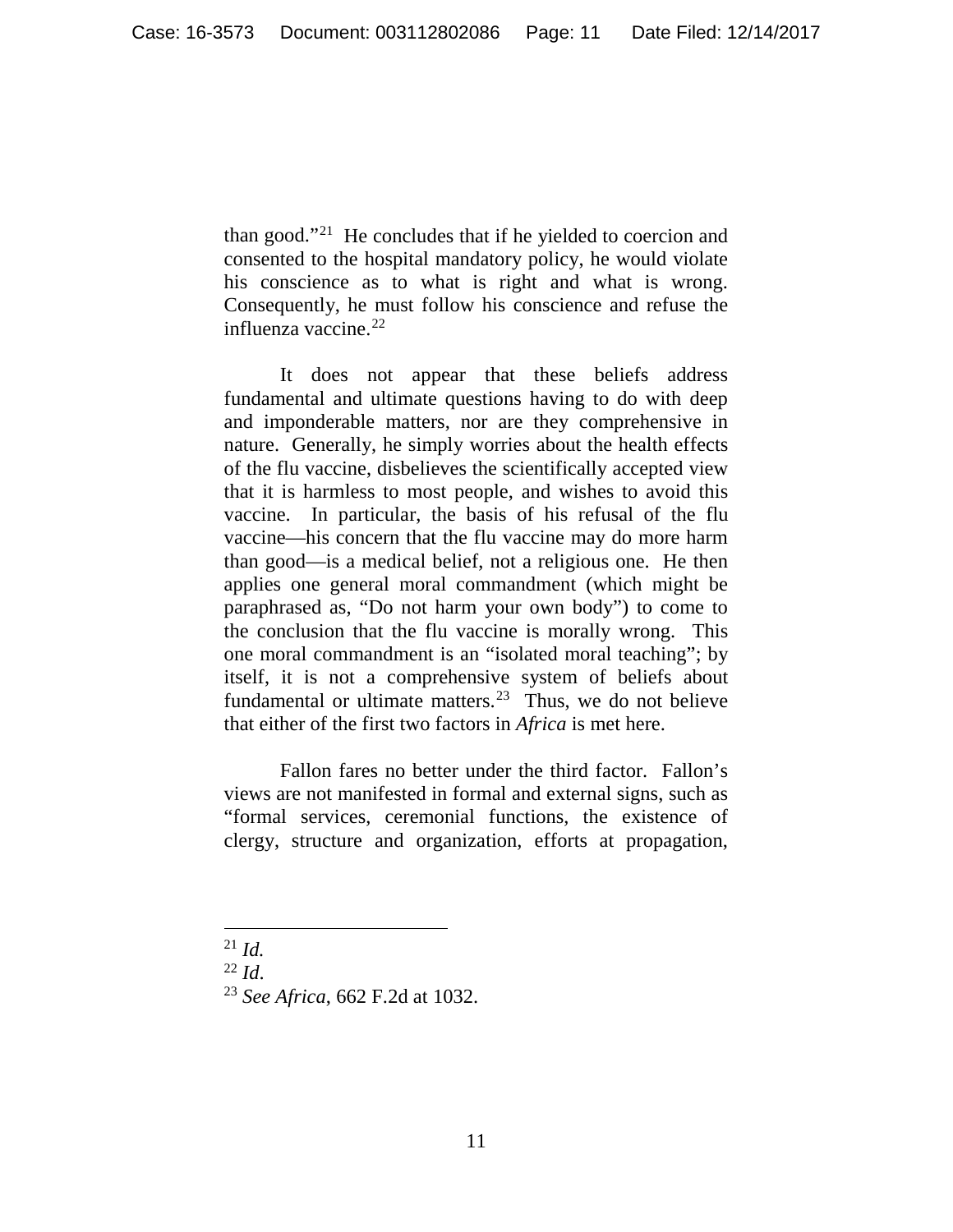than good."[21] He concludes that if he yielded to coercion and consented to the hospital mandatory policy, he would violate his conscience as to what is right and what is wrong. Consequently, he must follow his conscience and refuse the influenza vaccine.[22]

It does not appear that these beliefs address fundamental and ultimate questions having to do with deep and imponderable matters, nor are they comprehensive in nature. Generally, he simply worries about the health effects of the flu vaccine, disbelieves the scientifically accepted view that it is harmless to most people, and wishes to avoid this vaccine. In particular, the basis of his refusal of the flu vaccine—his concern that the flu vaccine may do more harm than good—is a medical belief, not a religious one. He then applies one general moral commandment (which might be paraphrased as, "Do not harm your own body") to come to the conclusion that the flu vaccine is morally wrong. This one moral commandment is an "isolated moral teaching"; by itself, it is not a comprehensive system of beliefs about fundamental or ultimate matters.[23] Thus, we do not believe that either of the first two factors in *Africa* is met here.

Fallon fares no better under the third factor. Fallon's views are not manifested in formal and external signs, such as "formal services, ceremonial functions, the existence of clergy, structure and organization, efforts at propagation,

---

[21] *Id.*

[22] *Id*.

[23] *See Africa*, 662 F.2d at 1032.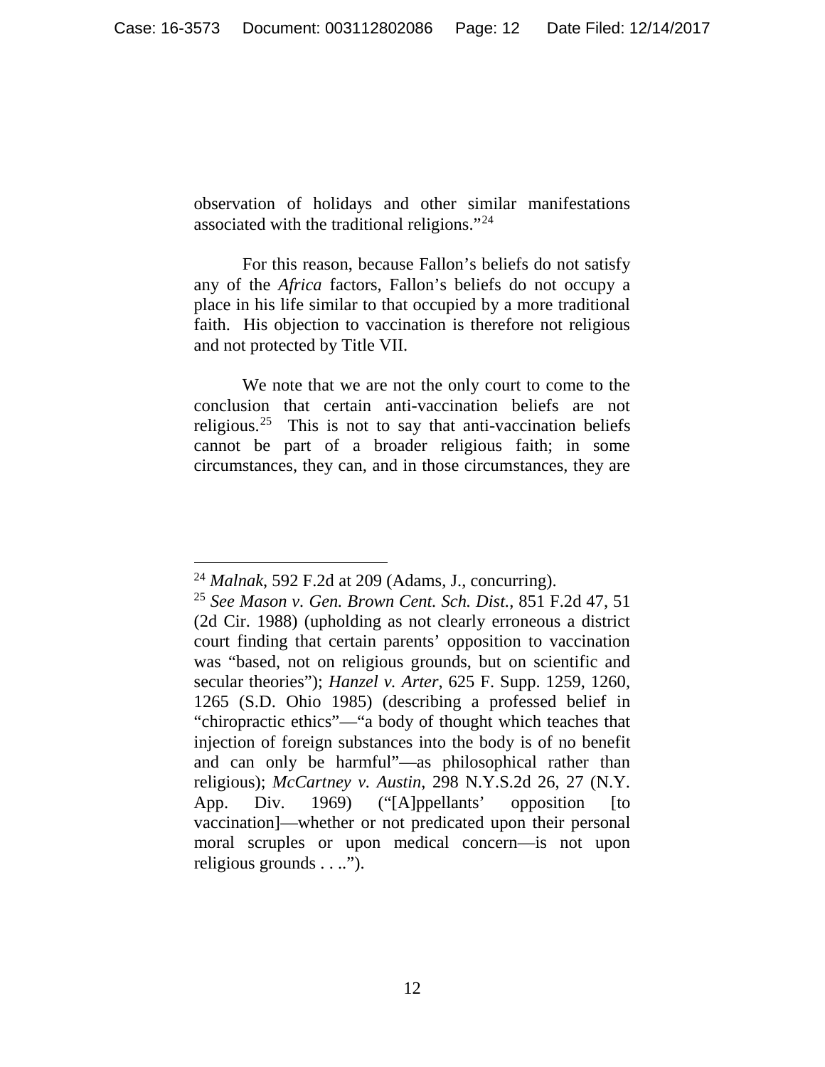observation of holidays and other similar manifestations associated with the traditional religions."[24]

For this reason, because Fallon's beliefs do not satisfy any of the *Africa* factors, Fallon's beliefs do not occupy a place in his life similar to that occupied by a more traditional faith. His objection to vaccination is therefore not religious and not protected by Title VII.

We note that we are not the only court to come to the conclusion that certain anti-vaccination beliefs are not religious.[25] This is not to say that anti-vaccination beliefs cannot be part of a broader religious faith; in some circumstances, they can, and in those circumstances, they are

---

[24] *Malnak*, 592 F.2d at 209 (Adams, J., concurring).

[25] *See Mason v. Gen. Brown Cent. Sch. Dist.*, 851 F.2d 47, 51 (2d Cir. 1988) (upholding as not clearly erroneous a district court finding that certain parents' opposition to vaccination was "based, not on religious grounds, but on scientific and secular theories"); *Hanzel v. Arter*, 625 F. Supp. 1259, 1260, 1265 (S.D. Ohio 1985) (describing a professed belief in "chiropractic ethics"—"a body of thought which teaches that injection of foreign substances into the body is of no benefit and can only be harmful"—as philosophical rather than religious); *McCartney v. Austin*, 298 N.Y.S.2d 26, 27 (N.Y. App. Div. 1969) ("[A]ppellants' opposition [to vaccination]—whether or not predicated upon their personal moral scruples or upon medical concern—is not upon religious grounds . . ..").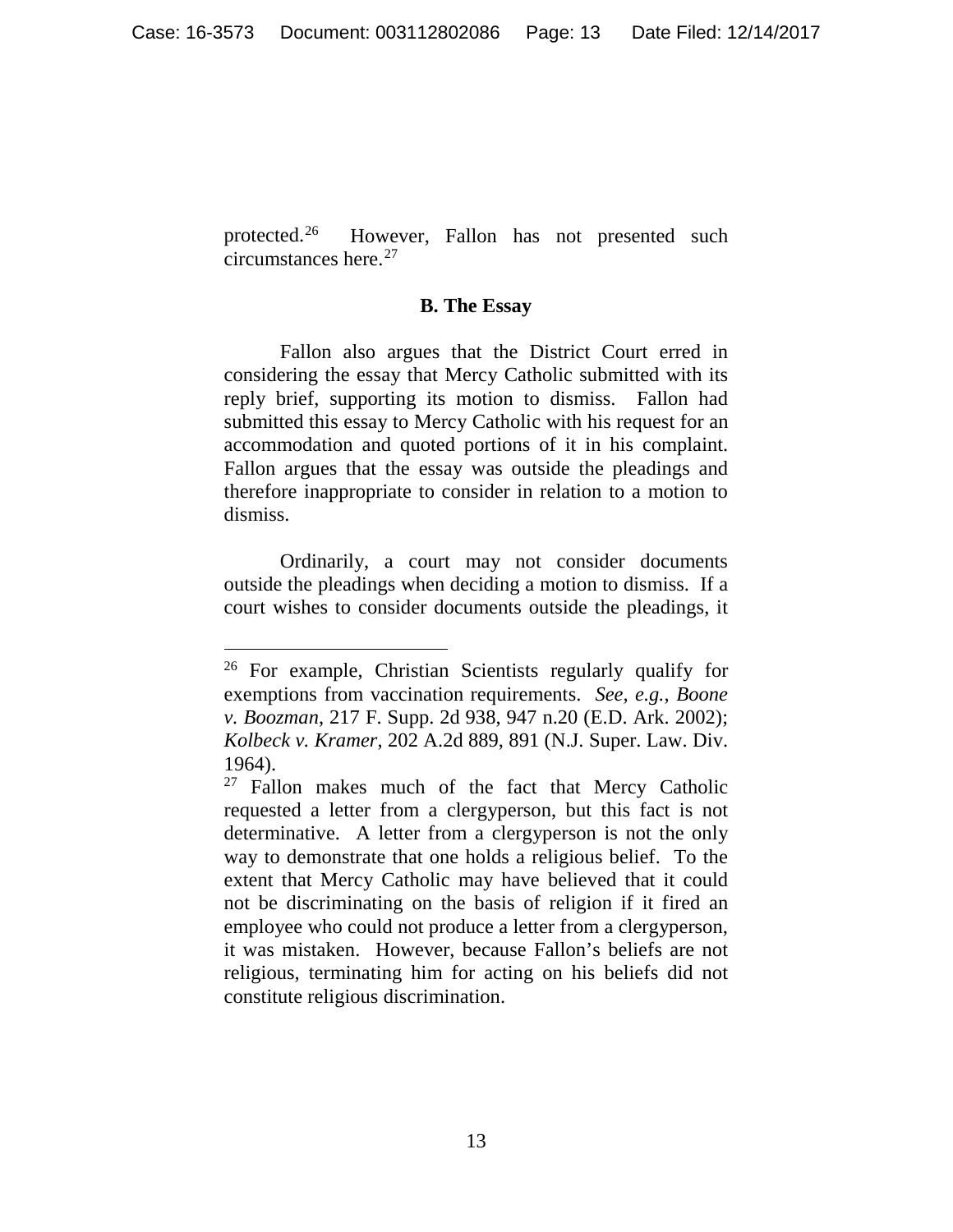protected.[26] However, Fallon has not presented such circumstances here.[27]

### B. The Essay

Fallon also argues that the District Court erred in considering the essay that Mercy Catholic submitted with its reply brief, supporting its motion to dismiss. Fallon had submitted this essay to Mercy Catholic with his request for an accommodation and quoted portions of it in his complaint. Fallon argues that the essay was outside the pleadings and therefore inappropriate to consider in relation to a motion to dismiss.

Ordinarily, a court may not consider documents outside the pleadings when deciding a motion to dismiss. If a court wishes to consider documents outside the pleadings, it

---

[26] For example, Christian Scientists regularly qualify for exemptions from vaccination requirements. *See, e.g.*, *Boone v. Boozman*, 217 F. Supp. 2d 938, 947 n.20 (E.D. Ark. 2002); *Kolbeck v. Kramer*, 202 A.2d 889, 891 (N.J. Super. Law. Div. 1964).

[27] Fallon makes much of the fact that Mercy Catholic requested a letter from a clergyperson, but this fact is not determinative. A letter from a clergyperson is not the only way to demonstrate that one holds a religious belief. To the extent that Mercy Catholic may have believed that it could not be discriminating on the basis of religion if it fired an employee who could not produce a letter from a clergyperson, it was mistaken. However, because Fallon's beliefs are not religious, terminating him for acting on his beliefs did not constitute religious discrimination.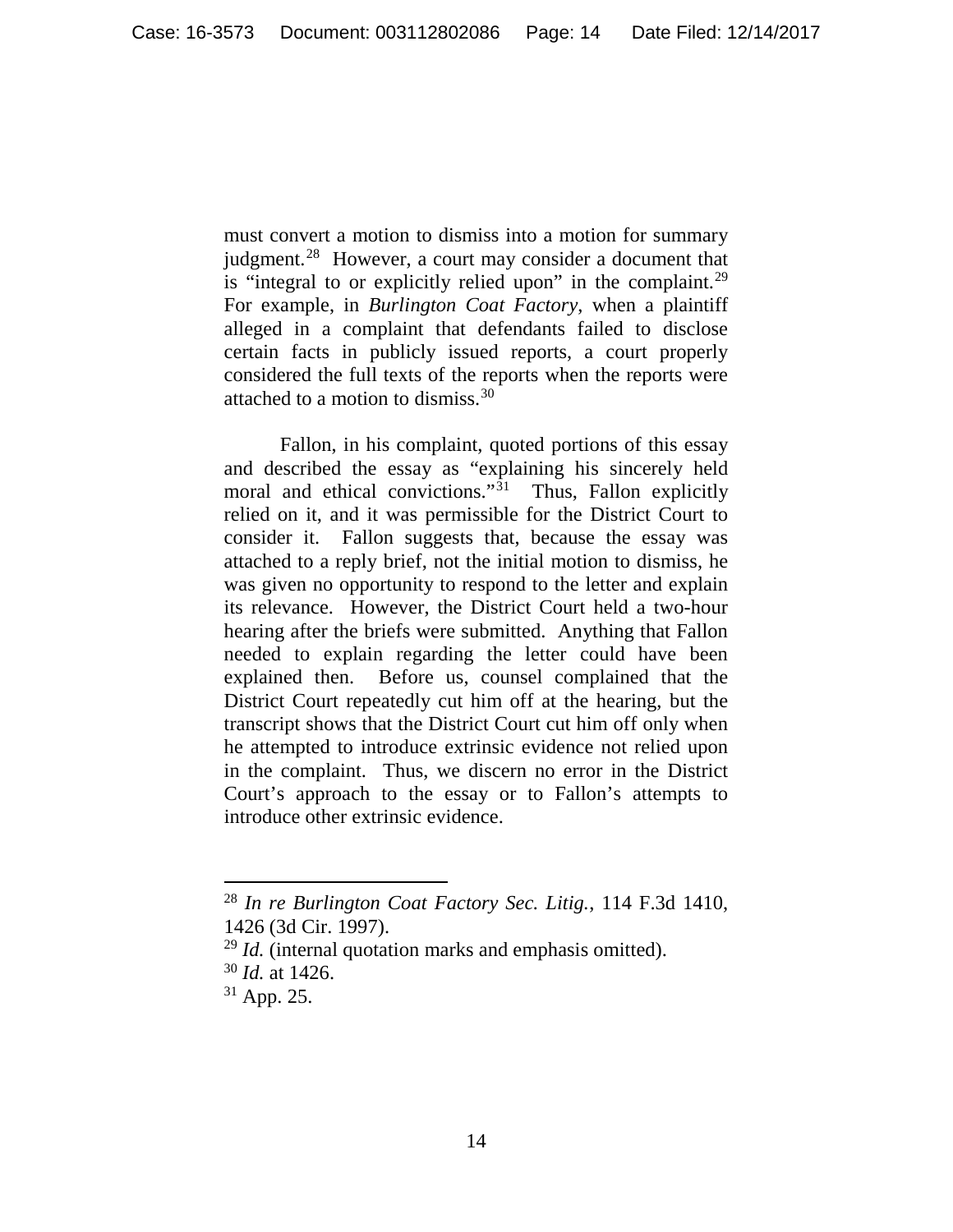must convert a motion to dismiss into a motion for summary judgment.[28] However, a court may consider a document that is "integral to or explicitly relied upon" in the complaint.[29] For example, in *Burlington Coat Factory*, when a plaintiff alleged in a complaint that defendants failed to disclose certain facts in publicly issued reports, a court properly considered the full texts of the reports when the reports were attached to a motion to dismiss.[30]

Fallon, in his complaint, quoted portions of this essay and described the essay as "explaining his sincerely held moral and ethical convictions."[31] Thus, Fallon explicitly relied on it, and it was permissible for the District Court to consider it. Fallon suggests that, because the essay was attached to a reply brief, not the initial motion to dismiss, he was given no opportunity to respond to the letter and explain its relevance. However, the District Court held a two-hour hearing after the briefs were submitted. Anything that Fallon needed to explain regarding the letter could have been explained then. Before us, counsel complained that the District Court repeatedly cut him off at the hearing, but the transcript shows that the District Court cut him off only when he attempted to introduce extrinsic evidence not relied upon in the complaint. Thus, we discern no error in the District Court's approach to the essay or to Fallon's attempts to introduce other extrinsic evidence.

---

[28] *In re Burlington Coat Factory Sec. Litig.*, 114 F.3d 1410, 1426 (3d Cir. 1997).

[29] *Id.* (internal quotation marks and emphasis omitted).

[30] *Id.* at 1426.

[31] App. 25.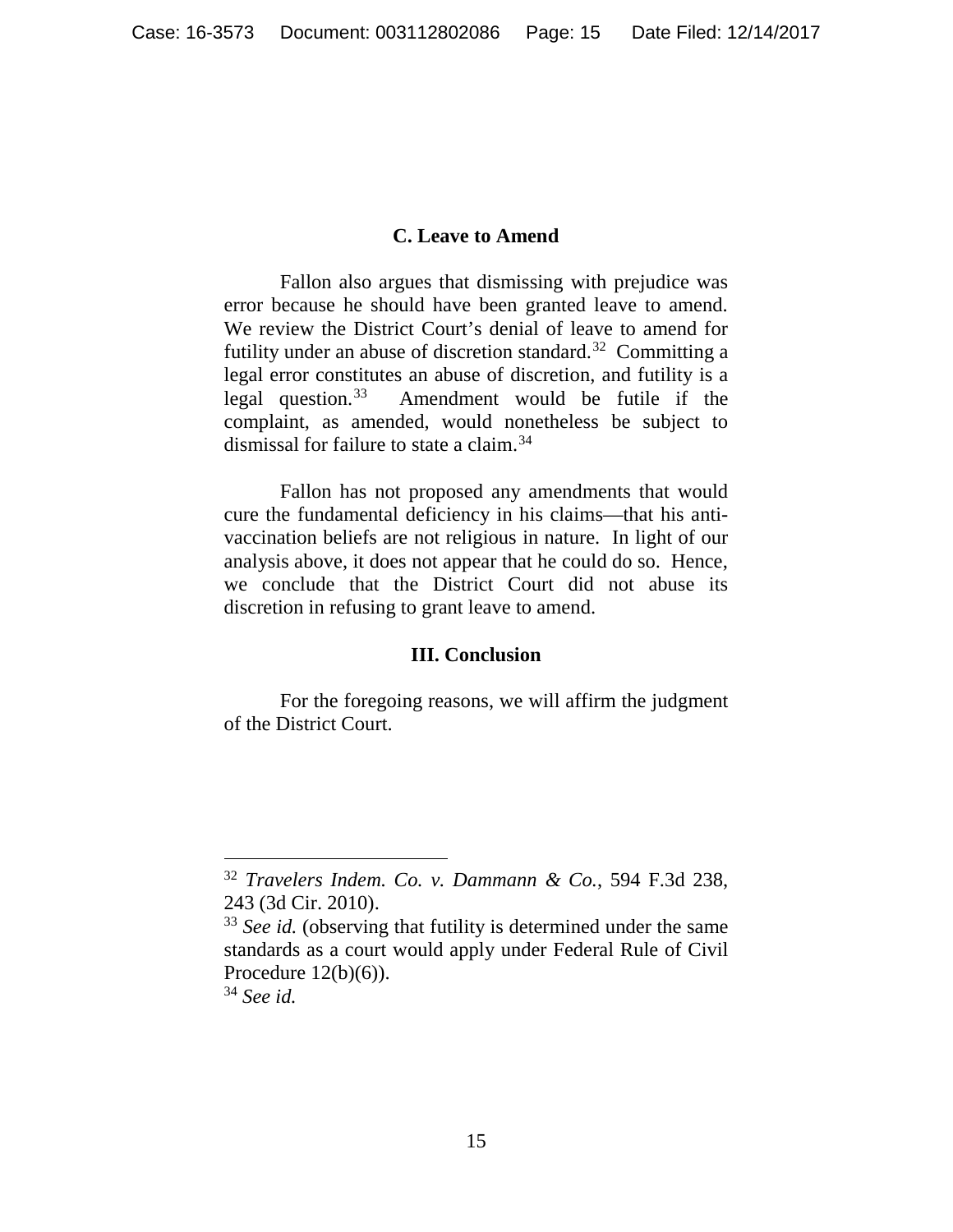### C. Leave to Amend

Fallon also argues that dismissing with prejudice was error because he should have been granted leave to amend. We review the District Court's denial of leave to amend for futility under an abuse of discretion standard.[32] Committing a legal error constitutes an abuse of discretion, and futility is a legal question.[33] Amendment would be futile if the complaint, as amended, would nonetheless be subject to dismissal for failure to state a claim.[34]

Fallon has not proposed any amendments that would cure the fundamental deficiency in his claims—that his anti-vaccination beliefs are not religious in nature. In light of our analysis above, it does not appear that he could do so. Hence, we conclude that the District Court did not abuse its discretion in refusing to grant leave to amend.

## III. Conclusion

For the foregoing reasons, we will affirm the judgment of the District Court.

---

[32] *Travelers Indem. Co. v. Dammann & Co.*, 594 F.3d 238, 243 (3d Cir. 2010).

[33] *See id.* (observing that futility is determined under the same standards as a court would apply under Federal Rule of Civil Procedure 12(b)(6)).

[34] *See id.*